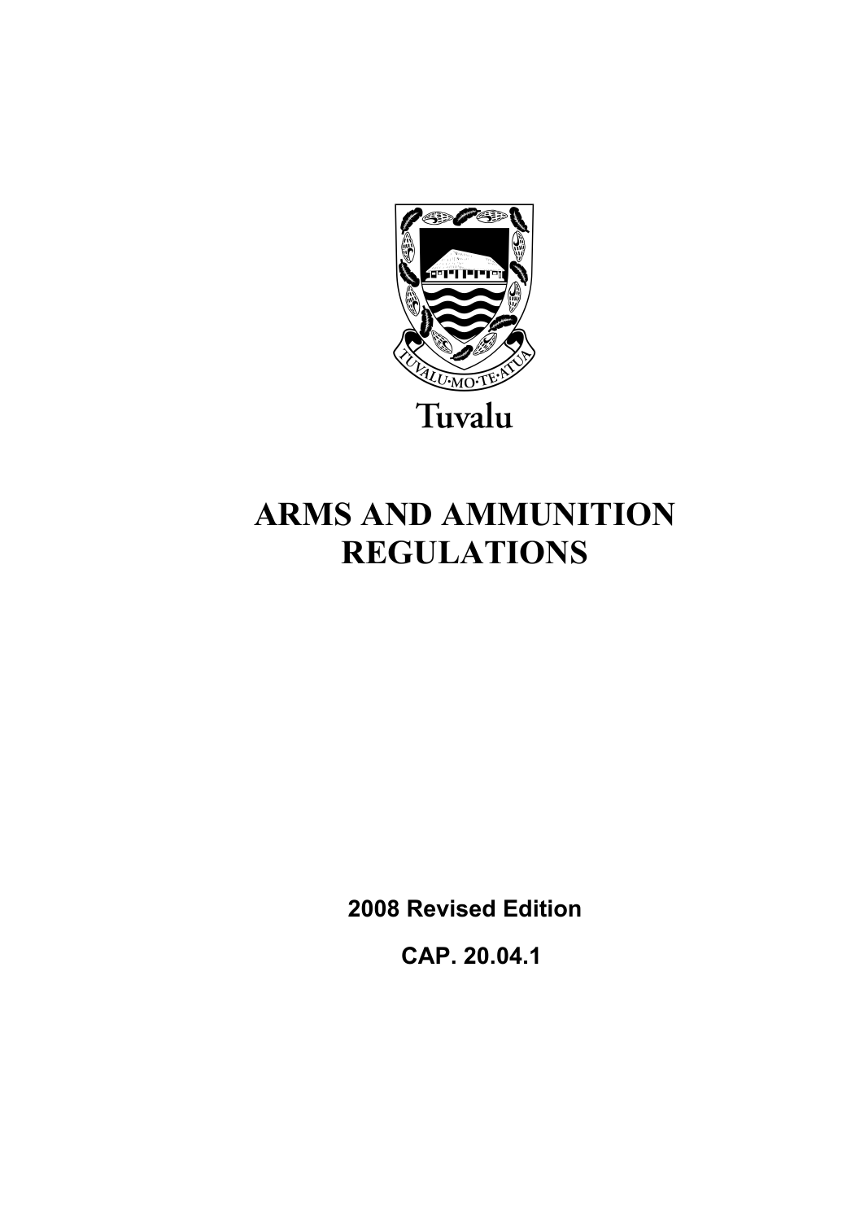Tuvalu

# ARMS AND AMMUNITION REGULATIONS

**2008 Revised Edition**

**CAP. 20.04.1**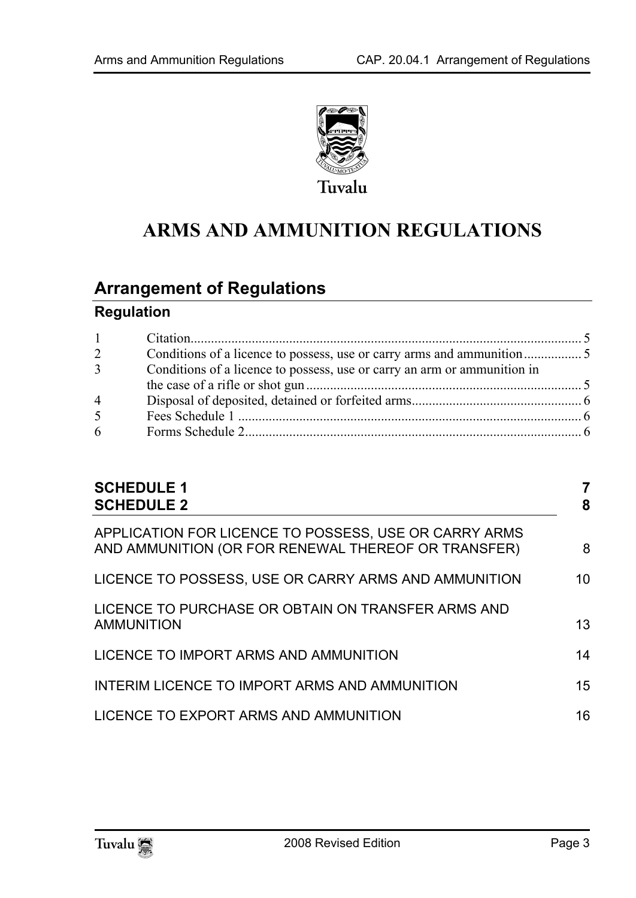Tuvalu

# ARMS AND AMMUNITION REGULATIONS

## Arrangement of Regulations

### Regulation

| | | |
|---|---|---|
| 1 | Citation | 5 |
| 2 | Conditions of a licence to possess, use or carry arms and ammunition | 5 |
| 3 | Conditions of a licence to possess, use or carry an arm or ammunition in the case of a rifle or shot gun | 5 |
| 4 | Disposal of deposited, detained or forfeited arms | 6 |
| 5 | Fees Schedule 1 | 6 |
| 6 | Forms Schedule 2 | 6 |

| | |
|---|---|
| **SCHEDULE 1** | **7** |
| **SCHEDULE 2** | **8** |
| APPLICATION FOR LICENCE TO POSSESS, USE OR CARRY ARMS AND AMMUNITION (OR FOR RENEWAL THEREOF OR TRANSFER) | 8 |
| LICENCE TO POSSESS, USE OR CARRY ARMS AND AMMUNITION | 10 |
| LICENCE TO PURCHASE OR OBTAIN ON TRANSFER ARMS AND AMMUNITION | 13 |
| LICENCE TO IMPORT ARMS AND AMMUNITION | 14 |
| INTERIM LICENCE TO IMPORT ARMS AND AMMUNITION | 15 |
| LICENCE TO EXPORT ARMS AND AMMUNITION | 16 |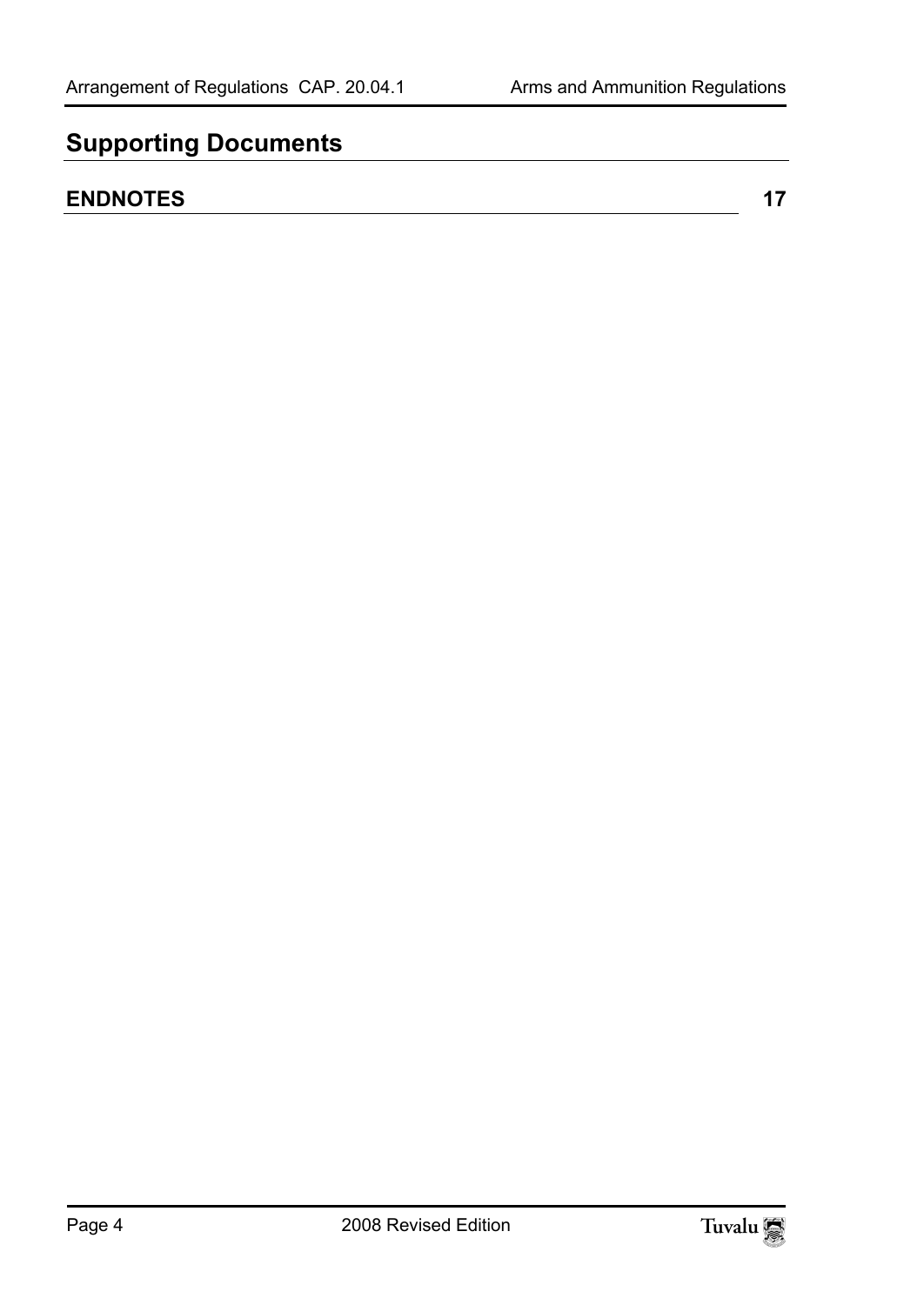## Supporting Documents

**ENDNOTES** **17**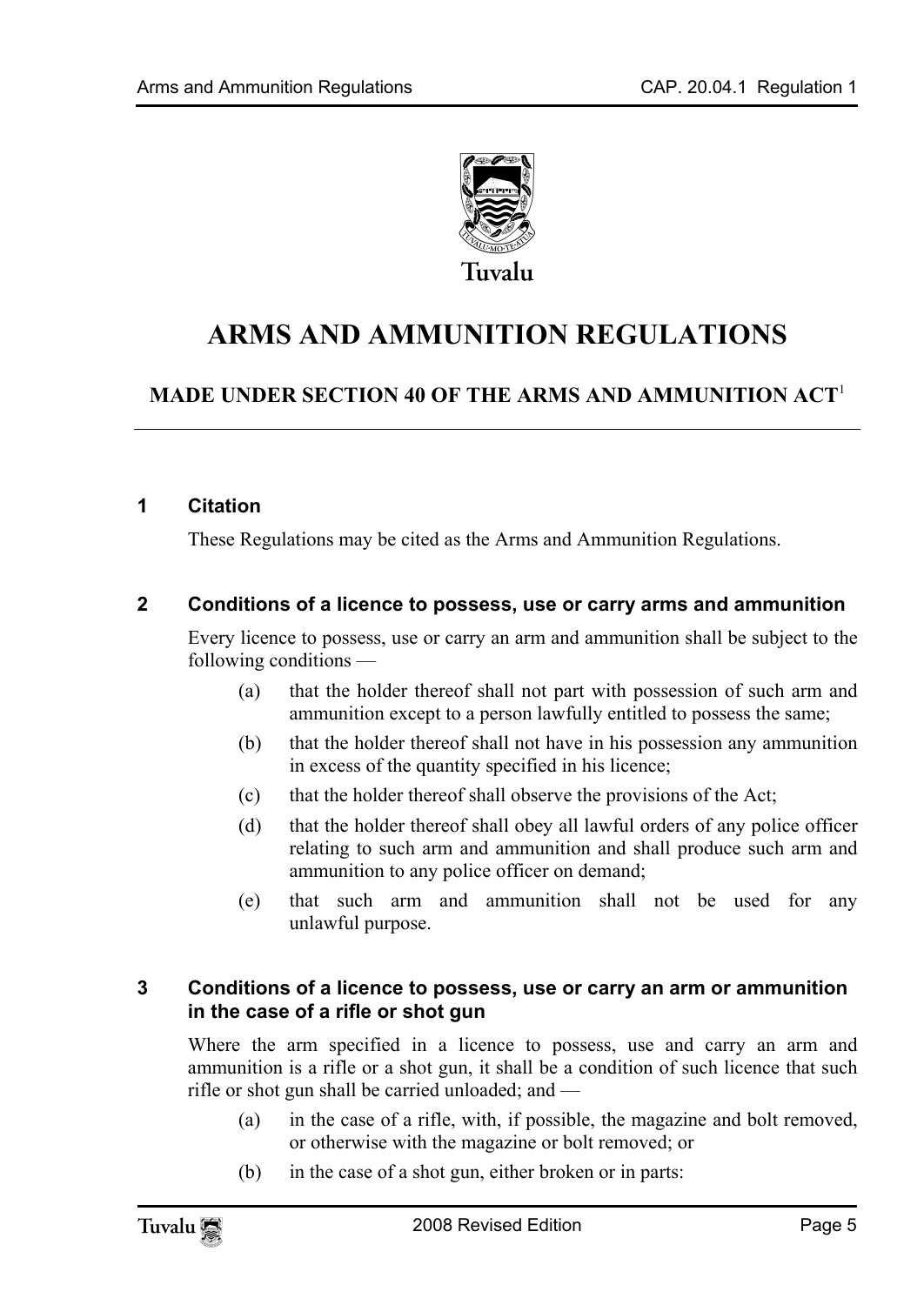Tuvalu

# ARMS AND AMMUNITION REGULATIONS

## MADE UNDER SECTION 40 OF THE ARMS AND AMMUNITION ACT[1]

### 1 Citation

These Regulations may be cited as the Arms and Ammunition Regulations.

### 2 Conditions of a licence to possess, use or carry arms and ammunition

Every licence to possess, use or carry an arm and ammunition shall be subject to the following conditions —

(a) that the holder thereof shall not part with possession of such arm and ammunition except to a person lawfully entitled to possess the same;

(b) that the holder thereof shall not have in his possession any ammunition in excess of the quantity specified in his licence;

(c) that the holder thereof shall observe the provisions of the Act;

(d) that the holder thereof shall obey all lawful orders of any police officer relating to such arm and ammunition and shall produce such arm and ammunition to any police officer on demand;

(e) that such arm and ammunition shall not be used for any unlawful purpose.

### 3 Conditions of a licence to possess, use or carry an arm or ammunition in the case of a rifle or shot gun

Where the arm specified in a licence to possess, use and carry an arm and ammunition is a rifle or a shot gun, it shall be a condition of such licence that such rifle or shot gun shall be carried unloaded; and —

(a) in the case of a rifle, with, if possible, the magazine and bolt removed, or otherwise with the magazine or bolt removed; or

(b) in the case of a shot gun, either broken or in parts: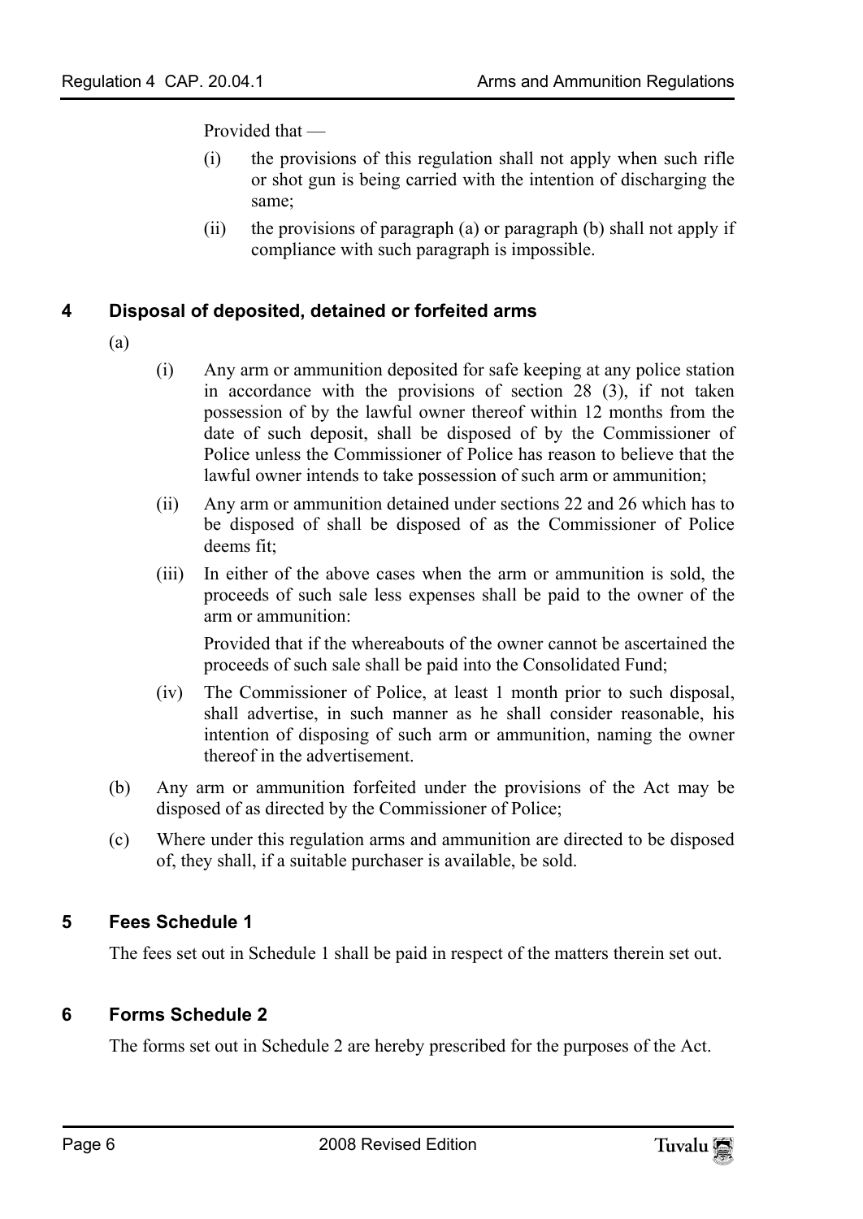Provided that —

(i) the provisions of this regulation shall not apply when such rifle or shot gun is being carried with the intention of discharging the same;

(ii) the provisions of paragraph (a) or paragraph (b) shall not apply if compliance with such paragraph is impossible.

## 4 Disposal of deposited, detained or forfeited arms

(a)

(i) Any arm or ammunition deposited for safe keeping at any police station in accordance with the provisions of section 28 (3), if not taken possession of by the lawful owner thereof within 12 months from the date of such deposit, shall be disposed of by the Commissioner of Police unless the Commissioner of Police has reason to believe that the lawful owner intends to take possession of such arm or ammunition;

(ii) Any arm or ammunition detained under sections 22 and 26 which has to be disposed of shall be disposed of as the Commissioner of Police deems fit;

(iii) In either of the above cases when the arm or ammunition is sold, the proceeds of such sale less expenses shall be paid to the owner of the arm or ammunition:

Provided that if the whereabouts of the owner cannot be ascertained the proceeds of such sale shall be paid into the Consolidated Fund;

(iv) The Commissioner of Police, at least 1 month prior to such disposal, shall advertise, in such manner as he shall consider reasonable, his intention of disposing of such arm or ammunition, naming the owner thereof in the advertisement.

(b) Any arm or ammunition forfeited under the provisions of the Act may be disposed of as directed by the Commissioner of Police;

(c) Where under this regulation arms and ammunition are directed to be disposed of, they shall, if a suitable purchaser is available, be sold.

## 5 Fees Schedule 1

The fees set out in Schedule 1 shall be paid in respect of the matters therein set out.

## 6 Forms Schedule 2

The forms set out in Schedule 2 are hereby prescribed for the purposes of the Act.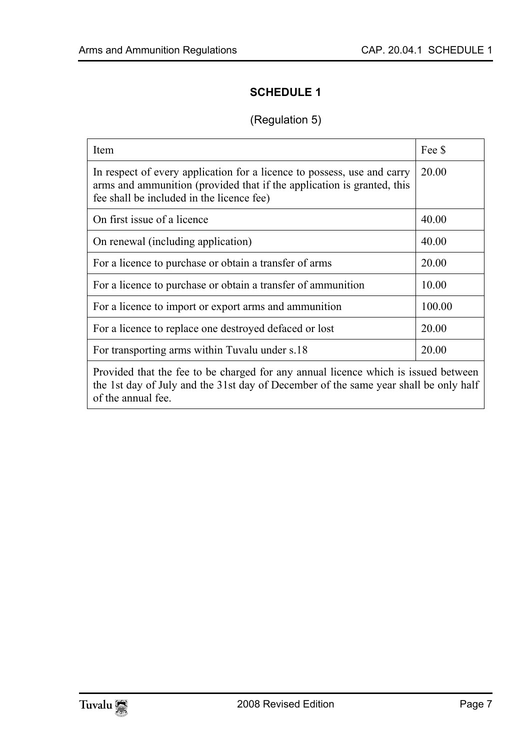## SCHEDULE 1

(Regulation 5)

| Item | Fee $ |
|---|---|
| In respect of every application for a licence to possess, use and carry arms and ammunition (provided that if the application is granted, this fee shall be included in the licence fee) | 20.00 |
| On first issue of a licence | 40.00 |
| On renewal (including application) | 40.00 |
| For a licence to purchase or obtain a transfer of arms | 20.00 |
| For a licence to purchase or obtain a transfer of ammunition | 10.00 |
| For a licence to import or export arms and ammunition | 100.00 |
| For a licence to replace one destroyed defaced or lost | 20.00 |
| For transporting arms within Tuvalu under s.18 | 20.00 |
| Provided that the fee to be charged for any annual licence which is issued between the 1st day of July and the 31st day of December of the same year shall be only half of the annual fee. | |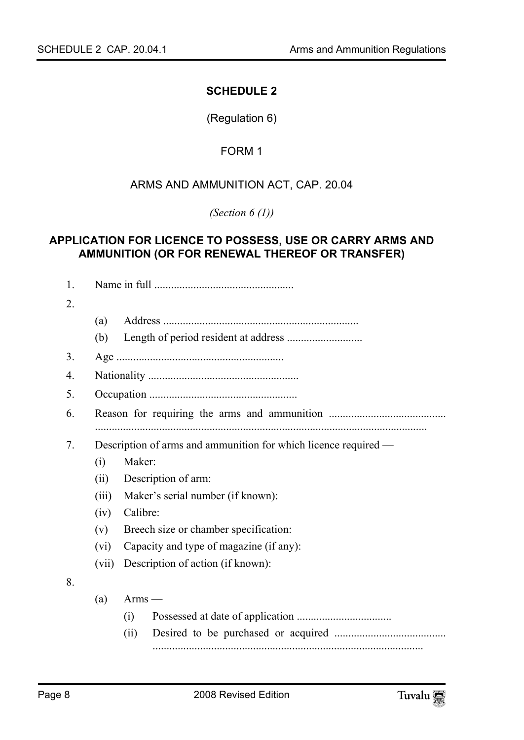## SCHEDULE 2

(Regulation 6)

FORM 1

ARMS AND AMMUNITION ACT, CAP. 20.04

*(Section 6 (1))*

### APPLICATION FOR LICENCE TO POSSESS, USE OR CARRY ARMS AND AMMUNITION (OR FOR RENEWAL THEREOF OR TRANSFER)

1. Name in full ..................................................
2. 
   (a) Address .....................................................................
   (b) Length of period resident at address ...........................
3. Age ............................................................
4. Nationality ......................................................
5. Occupation .....................................................
6. Reason for requiring the arms and ammunition .......................................... ......................................................................................................................
7. Description of arms and ammunition for which licence required —
   (i) Maker:
   (ii) Description of arm:
   (iii) Maker's serial number (if known):
   (iv) Calibre:
   (v) Breech size or chamber specification:
   (vi) Capacity and type of magazine (if any):
   (vii) Description of action (if known):
8. 
   (a) Arms —
      (i) Possessed at date of application ..................................
      (ii) Desired to be purchased or acquired ........................................ ................................................................................................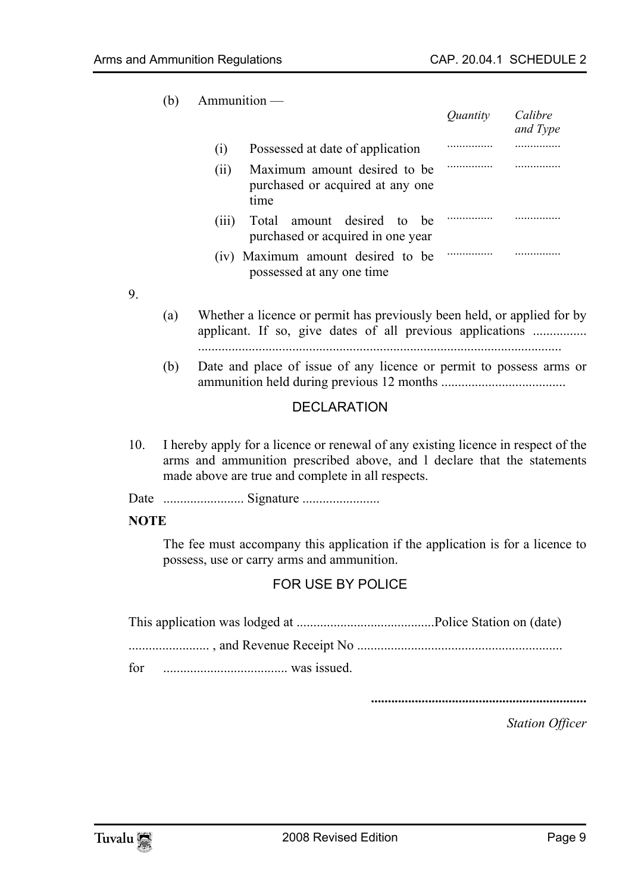(b) Ammunition —

| | *Quantity* | *Calibre and Type* |
|---|---|---|
| (i) Possessed at date of application | ............... | ............... |
| (ii) Maximum amount desired to be purchased or acquired at any one time | ............... | ............... |
| (iii) Total amount desired to be purchased or acquired in one year | ............... | ............... |
| (iv) Maximum amount desired to be possessed at any one time | ............... | ............... |

9.

(a) Whether a licence or permit has previously been held, or applied for by applicant. If so, give dates of all previous applications ................ ............................................................................................................

(b) Date and place of issue of any licence or permit to possess arms or ammunition held during previous 12 months .....................................

## DECLARATION

10. I hereby apply for a licence or renewal of any existing licence in respect of the arms and ammunition prescribed above, and l declare that the statements made above are true and complete in all respects.

Date ........................ Signature .......................

**NOTE**

The fee must accompany this application if the application is for a licence to possess, use or carry arms and ammunition.

## FOR USE BY POLICE

This application was lodged at .........................................Police Station on (date)

........................ , and Revenue Receipt No ............................................................

for ..................................... was issued.

**................................................................**

*Station Officer*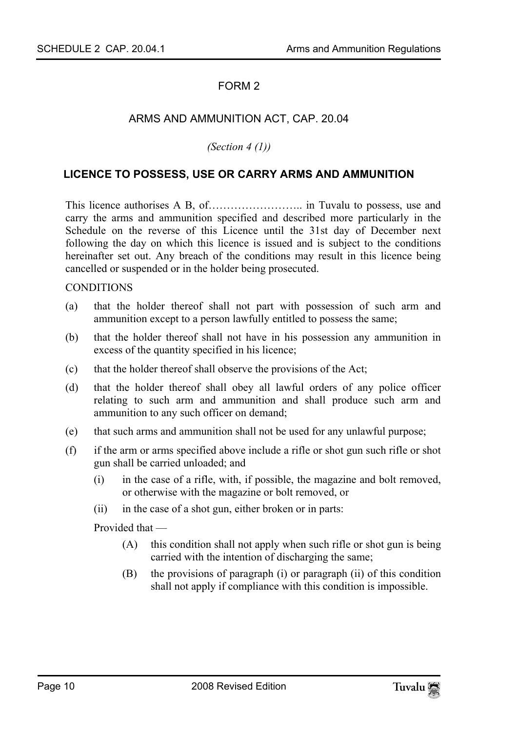FORM 2

ARMS AND AMMUNITION ACT, CAP. 20.04

*(Section 4 (1))*

## LICENCE TO POSSESS, USE OR CARRY ARMS AND AMMUNITION

This licence authorises A B, of…………………….. in Tuvalu to possess, use and carry the arms and ammunition specified and described more particularly in the Schedule on the reverse of this Licence until the 31st day of December next following the day on which this licence is issued and is subject to the conditions hereinafter set out. Any breach of the conditions may result in this licence being cancelled or suspended or in the holder being prosecuted.

CONDITIONS

(a) that the holder thereof shall not part with possession of such arm and ammunition except to a person lawfully entitled to possess the same;

(b) that the holder thereof shall not have in his possession any ammunition in excess of the quantity specified in his licence;

(c) that the holder thereof shall observe the provisions of the Act;

(d) that the holder thereof shall obey all lawful orders of any police officer relating to such arm and ammunition and shall produce such arm and ammunition to any such officer on demand;

(e) that such arms and ammunition shall not be used for any unlawful purpose;

(f) if the arm or arms specified above include a rifle or shot gun such rifle or shot gun shall be carried unloaded; and

  (i) in the case of a rifle, with, if possible, the magazine and bolt removed, or otherwise with the magazine or bolt removed, or

  (ii) in the case of a shot gun, either broken or in parts:

  Provided that —

    (A) this condition shall not apply when such rifle or shot gun is being carried with the intention of discharging the same;

    (B) the provisions of paragraph (i) or paragraph (ii) of this condition shall not apply if compliance with this condition is impossible.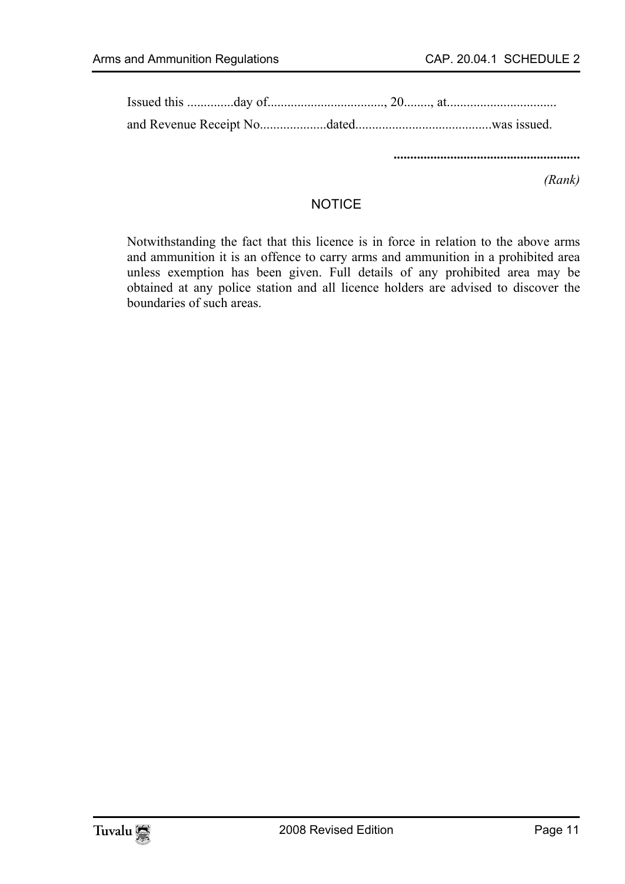Issued this ..............day of..................................., 20........, at.................................
and Revenue Receipt No....................dated.........................................was issued.

........................................................

*(Rank)*

## NOTICE

Notwithstanding the fact that this licence is in force in relation to the above arms and ammunition it is an offence to carry arms and ammunition in a prohibited area unless exemption has been given. Full details of any prohibited area may be obtained at any police station and all licence holders are advised to discover the boundaries of such areas.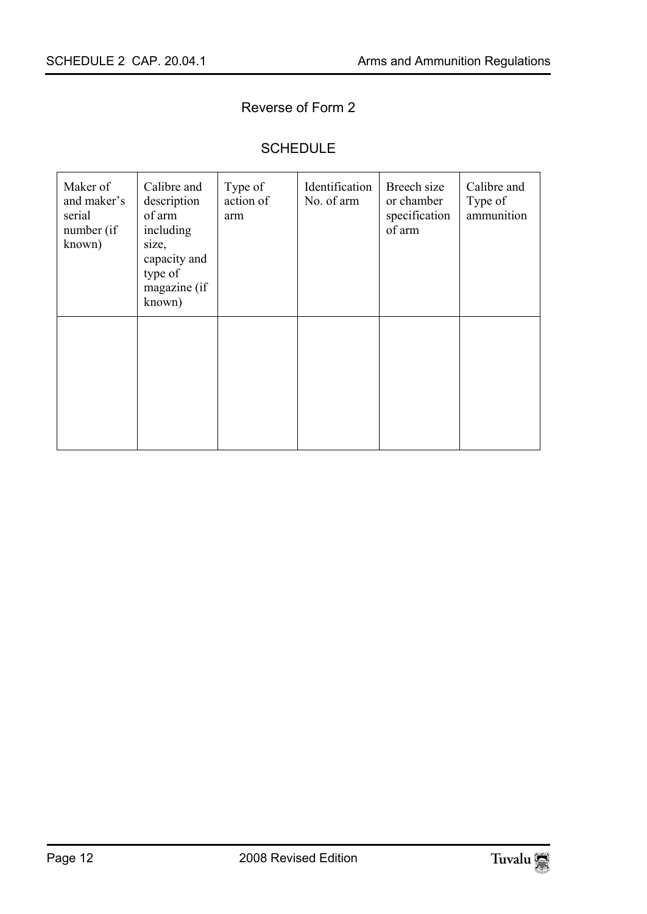## Reverse of Form 2

### SCHEDULE

| Maker of and maker's serial number (if known) | Calibre and description of arm including size, capacity and type of magazine (if known) | Type of action of arm | Identification No. of arm | Breech size or chamber specification of arm | Calibre and Type of ammunition |
|---|---|---|---|---|---|
| | | | | | |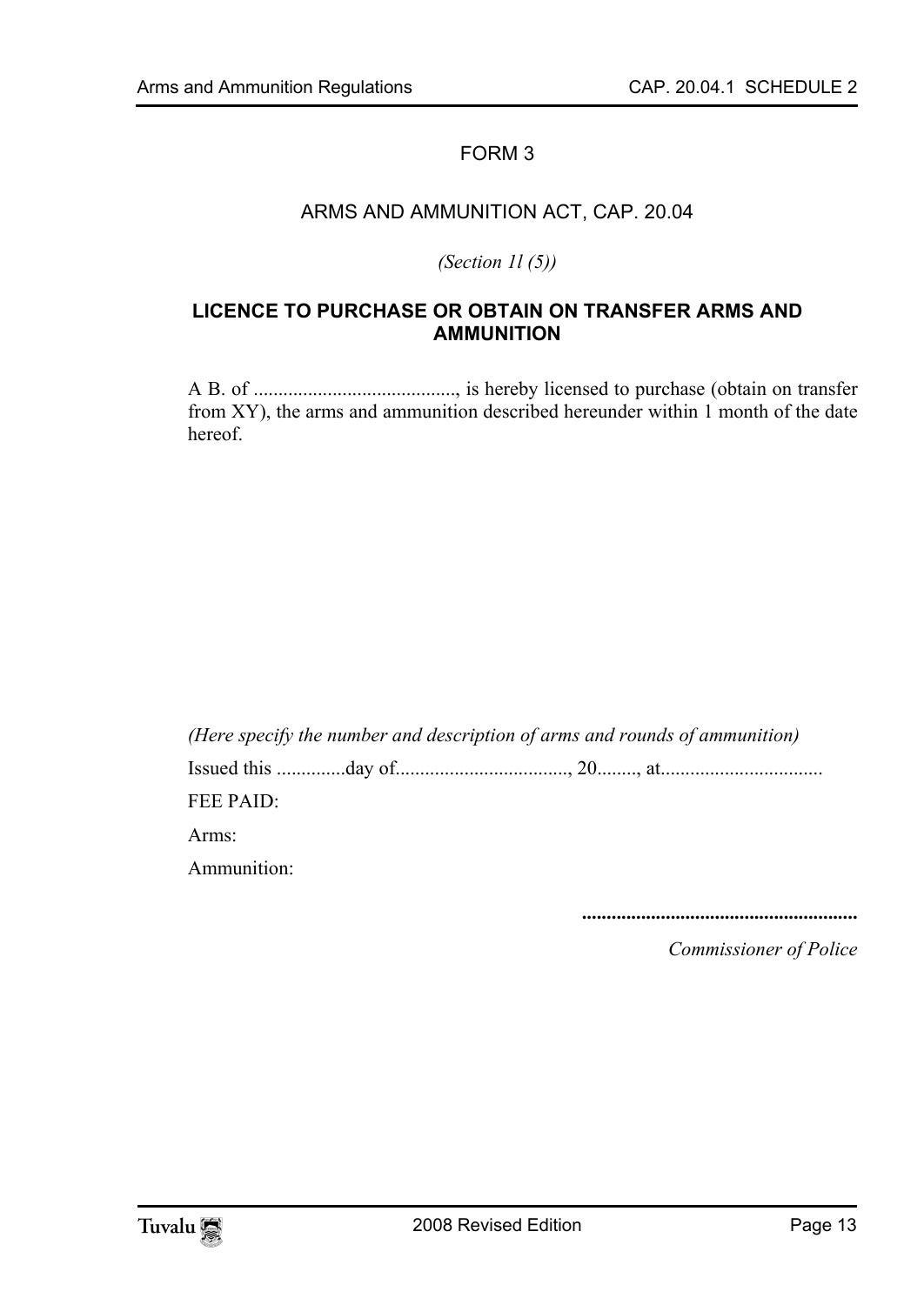FORM 3

ARMS AND AMMUNITION ACT, CAP. 20.04

*(Section 1l (5))*

**LICENCE TO PURCHASE OR OBTAIN ON TRANSFER ARMS AND AMMUNITION**

A B. of ........................................, is hereby licensed to purchase (obtain on transfer from XY), the arms and ammunition described hereunder within 1 month of the date hereof.

*(Here specify the number and description of arms and rounds of ammunition)*

Issued this .............day of.................................., 20........, at................................

FEE PAID:

Arms:

Ammunition:

.......................................................

*Commissioner of Police*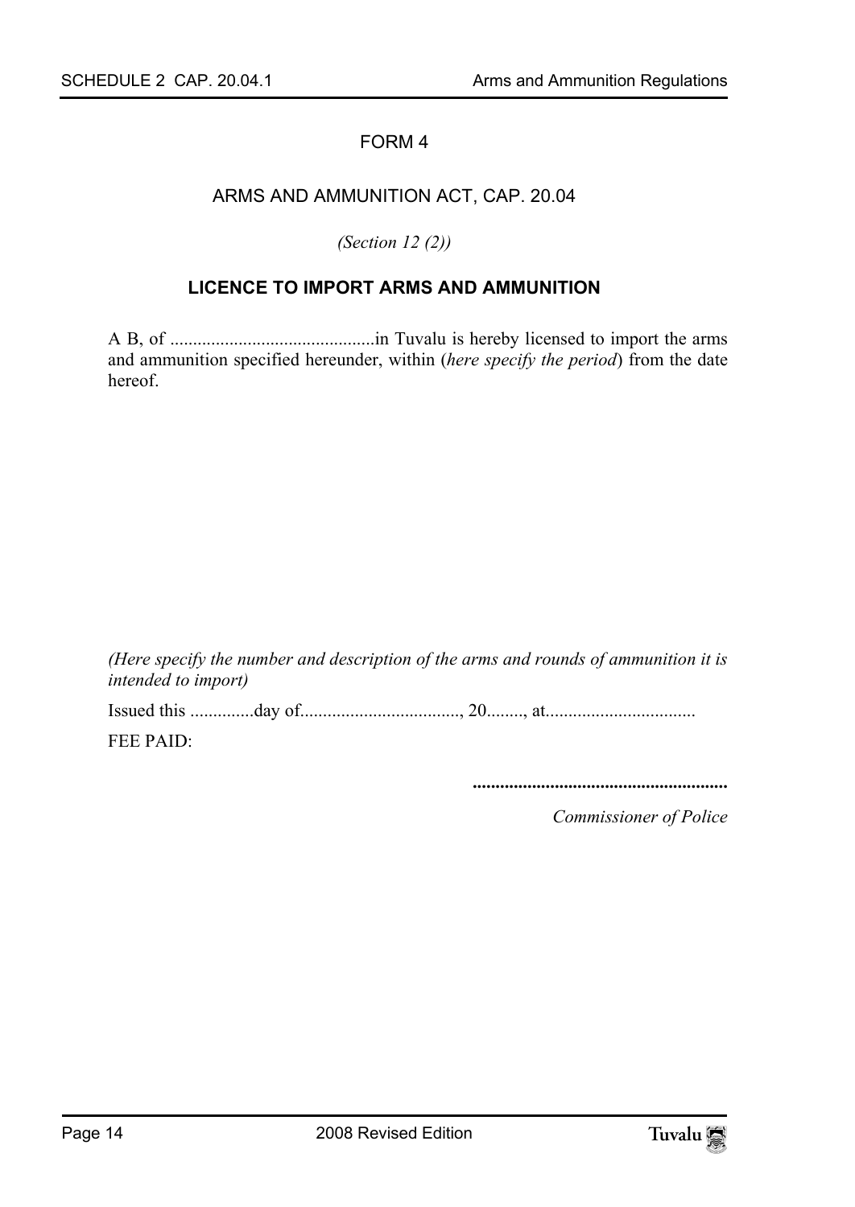FORM 4

ARMS AND AMMUNITION ACT, CAP. 20.04

*(Section 12 (2))*

**LICENCE TO IMPORT ARMS AND AMMUNITION**

A B, of .............................................in Tuvalu is hereby licensed to import the arms and ammunition specified hereunder, within (*here specify the period*) from the date hereof.

*(Here specify the number and description of the arms and rounds of ammunition it is intended to import)*

Issued this ..............day of..................................., 20........, at.................................

FEE PAID:

.........................................................

*Commissioner of Police*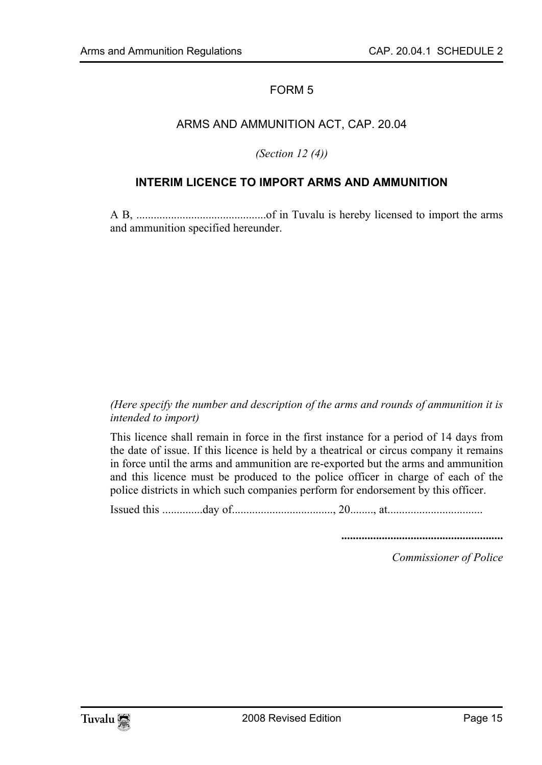FORM 5

ARMS AND AMMUNITION ACT, CAP. 20.04

*(Section 12 (4))*

**INTERIM LICENCE TO IMPORT ARMS AND AMMUNITION**

A B, ............................................of in Tuvalu is hereby licensed to import the arms and ammunition specified hereunder.

*(Here specify the number and description of the arms and rounds of ammunition it is intended to import)*

This licence shall remain in force in the first instance for a period of 14 days from the date of issue. If this licence is held by a theatrical or circus company it remains in force until the arms and ammunition are re-exported but the arms and ammunition and this licence must be produced to the police officer in charge of each of the police districts in which such companies perform for endorsement by this officer.

Issued this ..............day of..................................., 20........, at.................................

**.......................................................**

*Commissioner of Police*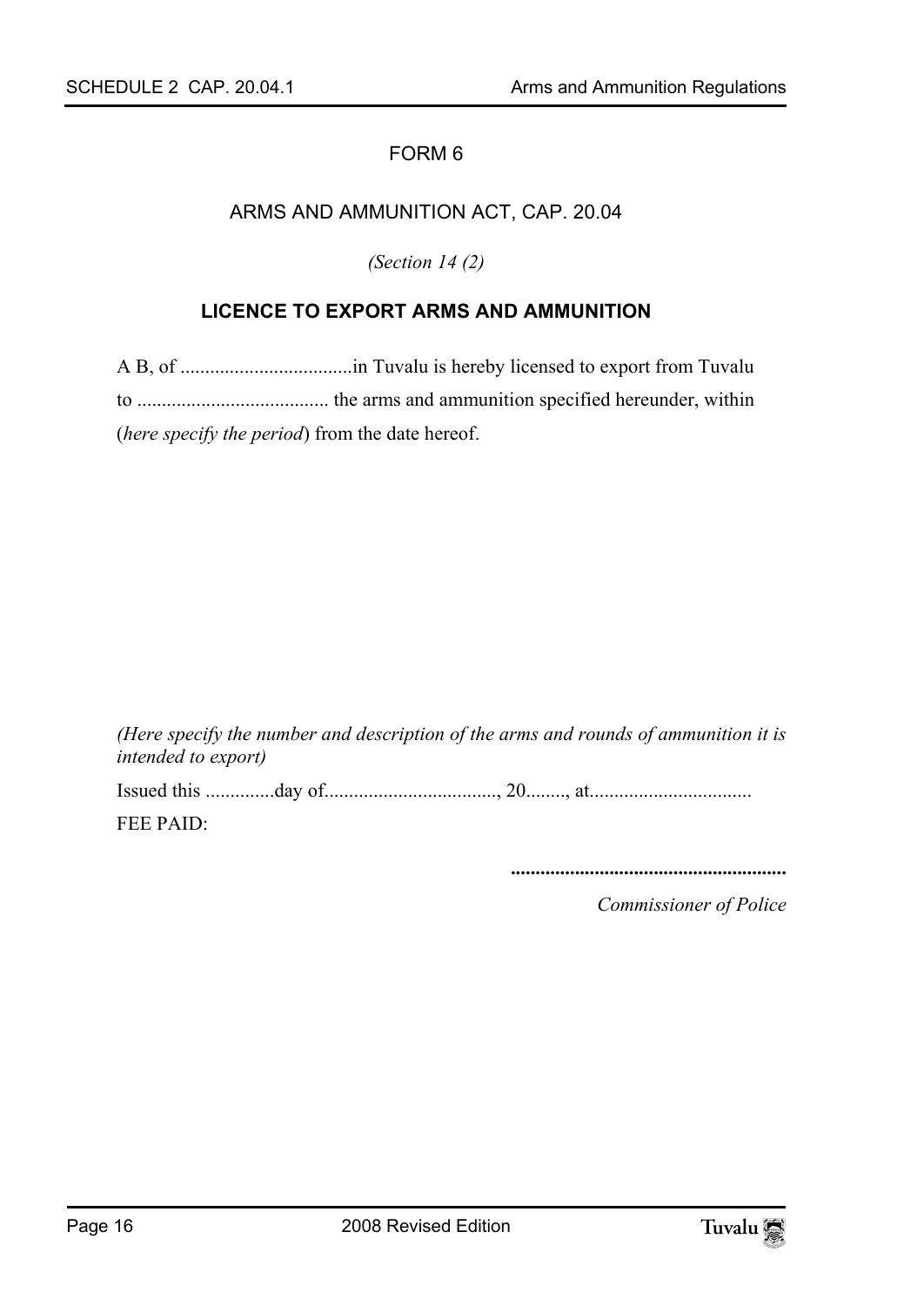FORM 6

ARMS AND AMMUNITION ACT, CAP. 20.04

*(Section 14 (2)*

## LICENCE TO EXPORT ARMS AND AMMUNITION

A B, of ..................................in Tuvalu is hereby licensed to export from Tuvalu to ...................................... the arms and ammunition specified hereunder, within (*here specify the period*) from the date hereof.

*(Here specify the number and description of the arms and rounds of ammunition it is intended to export)*

Issued this .............day of.................................., 20........, at................................

FEE PAID:

........................................................

*Commissioner of Police*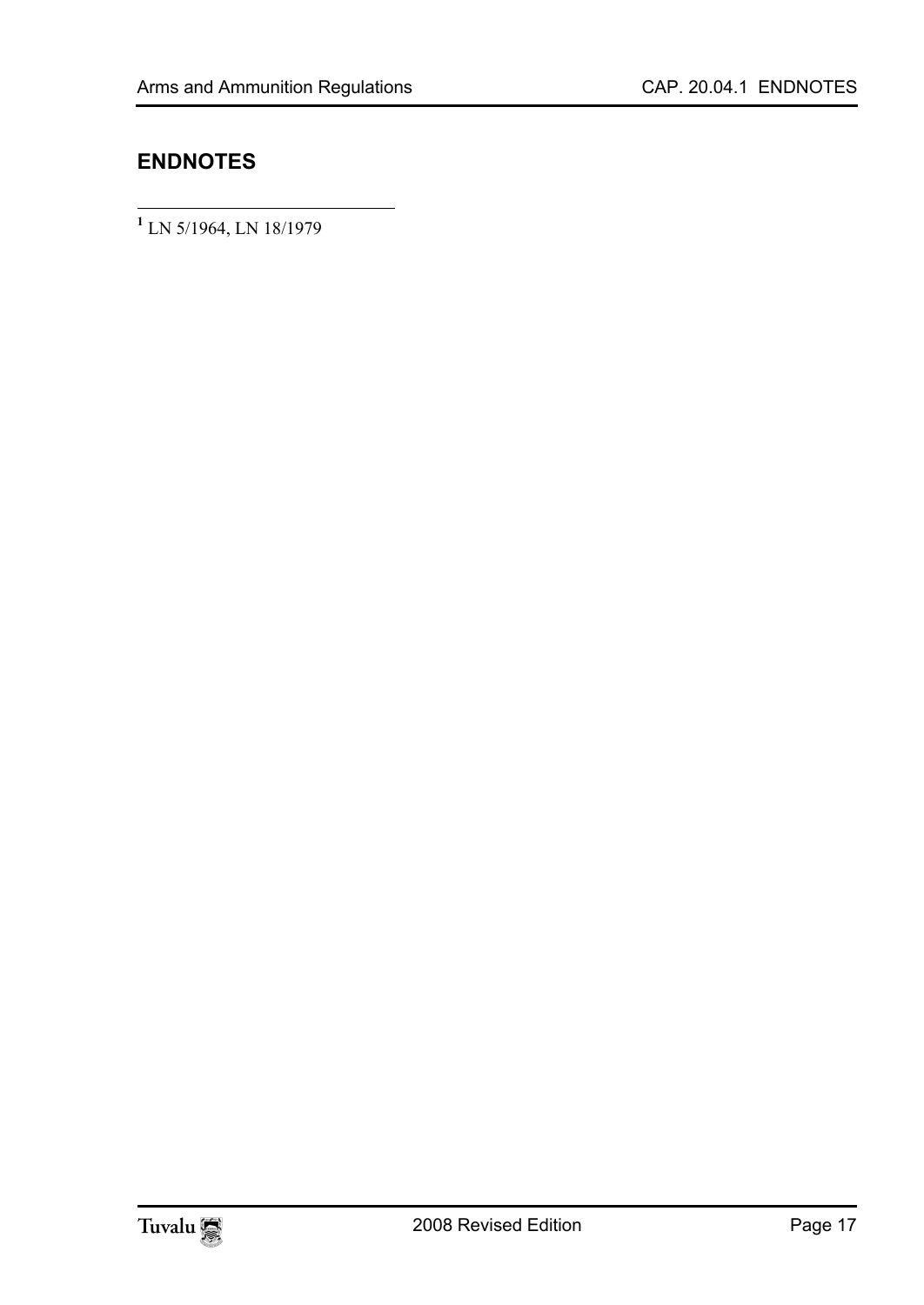## ENDNOTES

[1] LN 5/1964, LN 18/1979